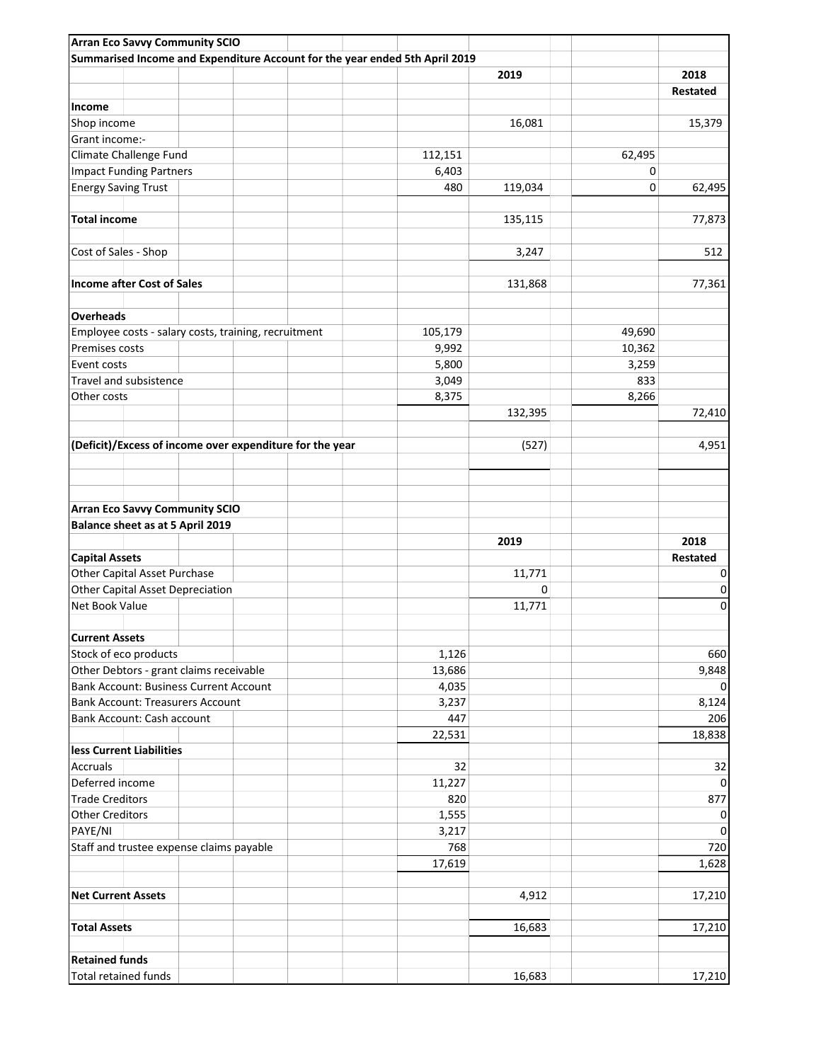**Arran Eco Savvy Community SCIO**

**Summarised Income and Expenditure Account for the year ended 5th April 2019**

| | | 2019 | | 2018 Restated |
|---|---|---|---|---|
| **Income** | | | | |
| Shop income | | 16,081 | | 15,379 |
| Grant income:- | | | | |
| Climate Challenge Fund | 112,151 | | 62,495 | |
| Impact Funding Partners | 6,403 | | 0 | |
| Energy Saving Trust | 480 | 119,034 | 0 | 62,495 |
| **Total income** | | 135,115 | | 77,873 |
| Cost of Sales - Shop | | 3,247 | | 512 |
| **Income after Cost of Sales** | | 131,868 | | 77,361 |
| **Overheads** | | | | |
| Employee costs - salary costs, training, recruitment | 105,179 | | 49,690 | |
| Premises costs | 9,992 | | 10,362 | |
| Event costs | 5,800 | | 3,259 | |
| Travel and subsistence | 3,049 | | 833 | |
| Other costs | 8,375 | | 8,266 | |
| | | 132,395 | | 72,410 |
| **(Deficit)/Excess of income over expenditure for the year** | | (527) | | 4,951 |

**Arran Eco Savvy Community SCIO**

**Balance sheet as at 5 April 2019**

| | | 2019 | 2018 Restated |
|---|---|---|---|
| **Capital Assets** | | | |
| Other Capital Asset Purchase | | 11,771 | 0 |
| Other Capital Asset Depreciation | | 0 | 0 |
| Net Book Value | | 11,771 | 0 |
| **Current Assets** | | | |
| Stock of eco products | 1,126 | | 660 |
| Other Debtors - grant claims receivable | 13,686 | | 9,848 |
| Bank Account: Business Current Account | 4,035 | | 0 |
| Bank Account: Treasurers Account | 3,237 | | 8,124 |
| Bank Account: Cash account | 447 | | 206 |
| | 22,531 | | 18,838 |
| **less Current Liabilities** | | | |
| Accruals | 32 | | 32 |
| Deferred income | 11,227 | | 0 |
| Trade Creditors | 820 | | 877 |
| Other Creditors | 1,555 | | 0 |
| PAYE/NI | 3,217 | | 0 |
| Staff and trustee expense claims payable | 768 | | 720 |
| | 17,619 | | 1,628 |
| **Net Current Assets** | | 4,912 | 17,210 |
| **Total Assets** | | 16,683 | 17,210 |
| **Retained funds** | | | |
| Total retained funds | | 16,683 | 17,210 |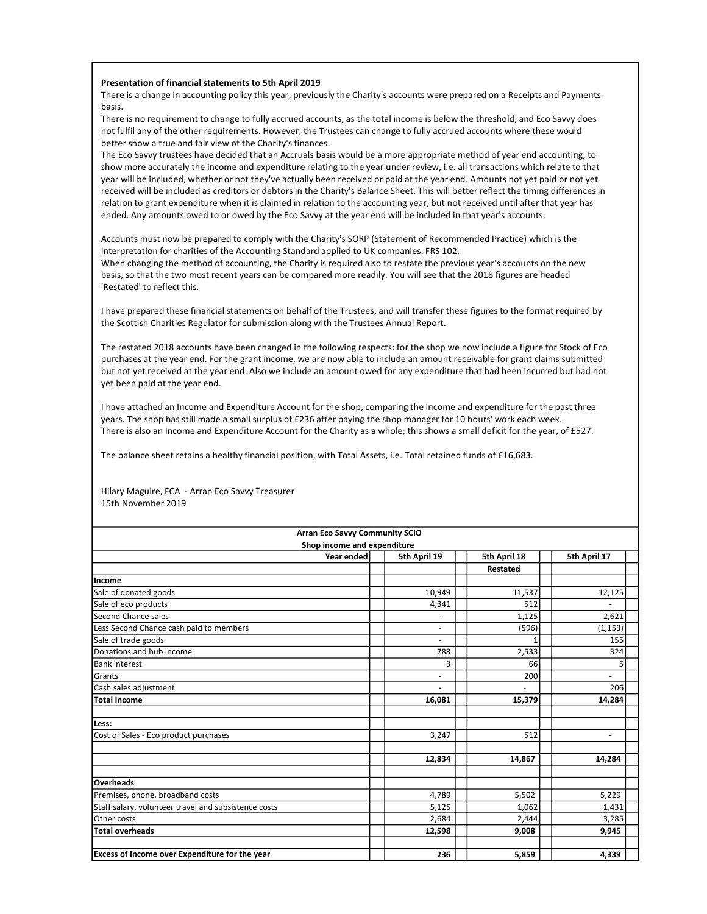**Presentation of financial statements to 5th April 2019**

There is a change in accounting policy this year; previously the Charity's accounts were prepared on a Receipts and Payments basis.

There is no requirement to change to fully accrued accounts, as the total income is below the threshold, and Eco Savvy does not fulfil any of the other requirements. However, the Trustees can change to fully accrued accounts where these would better show a true and fair view of the Charity's finances.

The Eco Savvy trustees have decided that an Accruals basis would be a more appropriate method of year end accounting, to show more accurately the income and expenditure relating to the year under review, i.e. all transactions which relate to that year will be included, whether or not they've actually been received or paid at the year end. Amounts not yet paid or not yet received will be included as creditors or debtors in the Charity's Balance Sheet. This will better reflect the timing differences in relation to grant expenditure when it is claimed in relation to the accounting year, but not received until after that year has ended. Any amounts owed to or owed by the Eco Savvy at the year end will be included in that year's accounts.

Accounts must now be prepared to comply with the Charity's SORP (Statement of Recommended Practice) which is the interpretation for charities of the Accounting Standard applied to UK companies, FRS 102.

When changing the method of accounting, the Charity is required also to restate the previous year's accounts on the new basis, so that the two most recent years can be compared more readily. You will see that the 2018 figures are headed 'Restated' to reflect this.

I have prepared these financial statements on behalf of the Trustees, and will transfer these figures to the format required by the Scottish Charities Regulator for submission along with the Trustees Annual Report.

The restated 2018 accounts have been changed in the following respects: for the shop we now include a figure for Stock of Eco purchases at the year end. For the grant income, we are now able to include an amount receivable for grant claims submitted but not yet received at the year end. Also we include an amount owed for any expenditure that had been incurred but had not yet been paid at the year end.

I have attached an Income and Expenditure Account for the shop, comparing the income and expenditure for the past three years. The shop has still made a small surplus of £236 after paying the shop manager for 10 hours' work each week.

There is also an Income and Expenditure Account for the Charity as a whole; this shows a small deficit for the year, of £527.

The balance sheet retains a healthy financial position, with Total Assets, i.e. Total retained funds of £16,683.

Hilary Maguire, FCA - Arran Eco Savvy Treasurer
15th November 2019

**Arran Eco Savvy Community SCIO**
**Shop income and expenditure**

| Year ended | 5th April 19 | 5th April 18 | 5th April 17 |
|---|---|---|---|
| | | Restated | |
| **Income** | | | |
| Sale of donated goods | 10,949 | 11,537 | 12,125 |
| Sale of eco products | 4,341 | 512 | - |
| Second Chance sales | - | 1,125 | 2,621 |
| Less Second Chance cash paid to members | - | (596) | (1,153) |
| Sale of trade goods | - | 1 | 155 |
| Donations and hub income | 788 | 2,533 | 324 |
| Bank interest | 3 | 66 | 5 |
| Grants | - | 200 | - |
| Cash sales adjustment | - | - | 206 |
| **Total Income** | **16,081** | **15,379** | **14,284** |
| | | | |
| **Less:** | | | |
| Cost of Sales - Eco product purchases | 3,247 | 512 | - |
| | | | |
| | **12,834** | **14,867** | **14,284** |
| | | | |
| **Overheads** | | | |
| Premises, phone, broadband costs | 4,789 | 5,502 | 5,229 |
| Staff salary, volunteer travel and subsistence costs | 5,125 | 1,062 | 1,431 |
| Other costs | 2,684 | 2,444 | 3,285 |
| **Total overheads** | **12,598** | **9,008** | **9,945** |
| | | | |
| **Excess of Income over Expenditure for the year** | **236** | **5,859** | **4,339** |